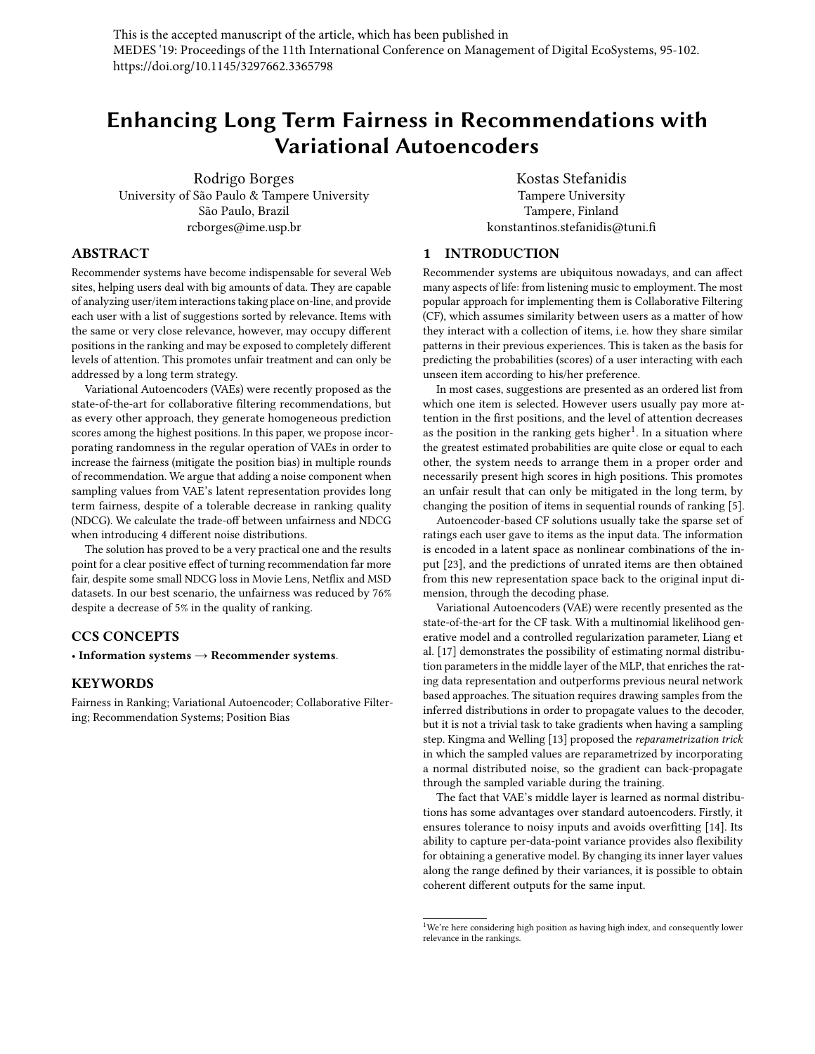This is the accepted manuscript of the article, which has been published in
MEDES '19: Proceedings of the 11th International Conference on Management of Digital EcoSystems, 95-102.
https://doi.org/10.1145/3297662.3365798

# Enhancing Long Term Fairness in Recommendations with Variational Autoencoders

Rodrigo Borges
University of São Paulo & Tampere University
São Paulo, Brazil
rcborges@ime.usp.br

Kostas Stefanidis
Tampere University
Tampere, Finland
konstantinos.stefanidis@tuni.fi

## ABSTRACT

Recommender systems have become indispensable for several Web sites, helping users deal with big amounts of data. They are capable of analyzing user/item interactions taking place on-line, and provide each user with a list of suggestions sorted by relevance. Items with the same or very close relevance, however, may occupy different positions in the ranking and may be exposed to completely different levels of attention. This promotes unfair treatment and can only be addressed by a long term strategy.

Variational Autoencoders (VAEs) were recently proposed as the state-of-the-art for collaborative filtering recommendations, but as every other approach, they generate homogeneous prediction scores among the highest positions. In this paper, we propose incorporating randomness in the regular operation of VAEs in order to increase the fairness (mitigate the position bias) in multiple rounds of recommendation. We argue that adding a noise component when sampling values from VAE's latent representation provides long term fairness, despite of a tolerable decrease in ranking quality (NDCG). We calculate the trade-off between unfairness and NDCG when introducing 4 different noise distributions.

The solution has proved to be a very practical one and the results point for a clear positive effect of turning recommendation far more fair, despite some small NDCG loss in Movie Lens, Netflix and MSD datasets. In our best scenario, the unfairness was reduced by 76% despite a decrease of 5% in the quality of ranking.

## CCS CONCEPTS

• **Information systems → Recommender systems**.

## KEYWORDS

Fairness in Ranking; Variational Autoencoder; Collaborative Filtering; Recommendation Systems; Position Bias

## 1 INTRODUCTION

Recommender systems are ubiquitous nowadays, and can affect many aspects of life: from listening music to employment. The most popular approach for implementing them is Collaborative Filtering (CF), which assumes similarity between users as a matter of how they interact with a collection of items, i.e. how they share similar patterns in their previous experiences. This is taken as the basis for predicting the probabilities (scores) of a user interacting with each unseen item according to his/her preference.

In most cases, suggestions are presented as an ordered list from which one item is selected. However users usually pay more attention in the first positions, and the level of attention decreases as the position in the ranking gets higher[1]. In a situation where the greatest estimated probabilities are quite close or equal to each other, the system needs to arrange them in a proper order and necessarily present high scores in high positions. This promotes an unfair result that can only be mitigated in the long term, by changing the position of items in sequential rounds of ranking [5].

Autoencoder-based CF solutions usually take the sparse set of ratings each user gave to items as the input data. The information is encoded in a latent space as nonlinear combinations of the input [23], and the predictions of unrated items are then obtained from this new representation space back to the original input dimension, through the decoding phase.

Variational Autoencoders (VAE) were recently presented as the state-of-the-art for the CF task. With a multinomial likelihood generative model and a controlled regularization parameter, Liang et al. [17] demonstrates the possibility of estimating normal distribution parameters in the middle layer of the MLP, that enriches the rating data representation and outperforms previous neural network based approaches. The situation requires drawing samples from the inferred distributions in order to propagate values to the decoder, but it is not a trivial task to take gradients when having a sampling step. Kingma and Welling [13] proposed the *reparametrization trick* in which the sampled values are reparametrized by incorporating a normal distributed noise, so the gradient can back-propagate through the sampled variable during the training.

The fact that VAE's middle layer is learned as normal distributions has some advantages over standard autoencoders. Firstly, it ensures tolerance to noisy inputs and avoids overfitting [14]. Its ability to capture per-data-point variance provides also flexibility for obtaining a generative model. By changing its inner layer values along the range defined by their variances, it is possible to obtain coherent different outputs for the same input.

[1] We're here considering high position as having high index, and consequently lower relevance in the rankings.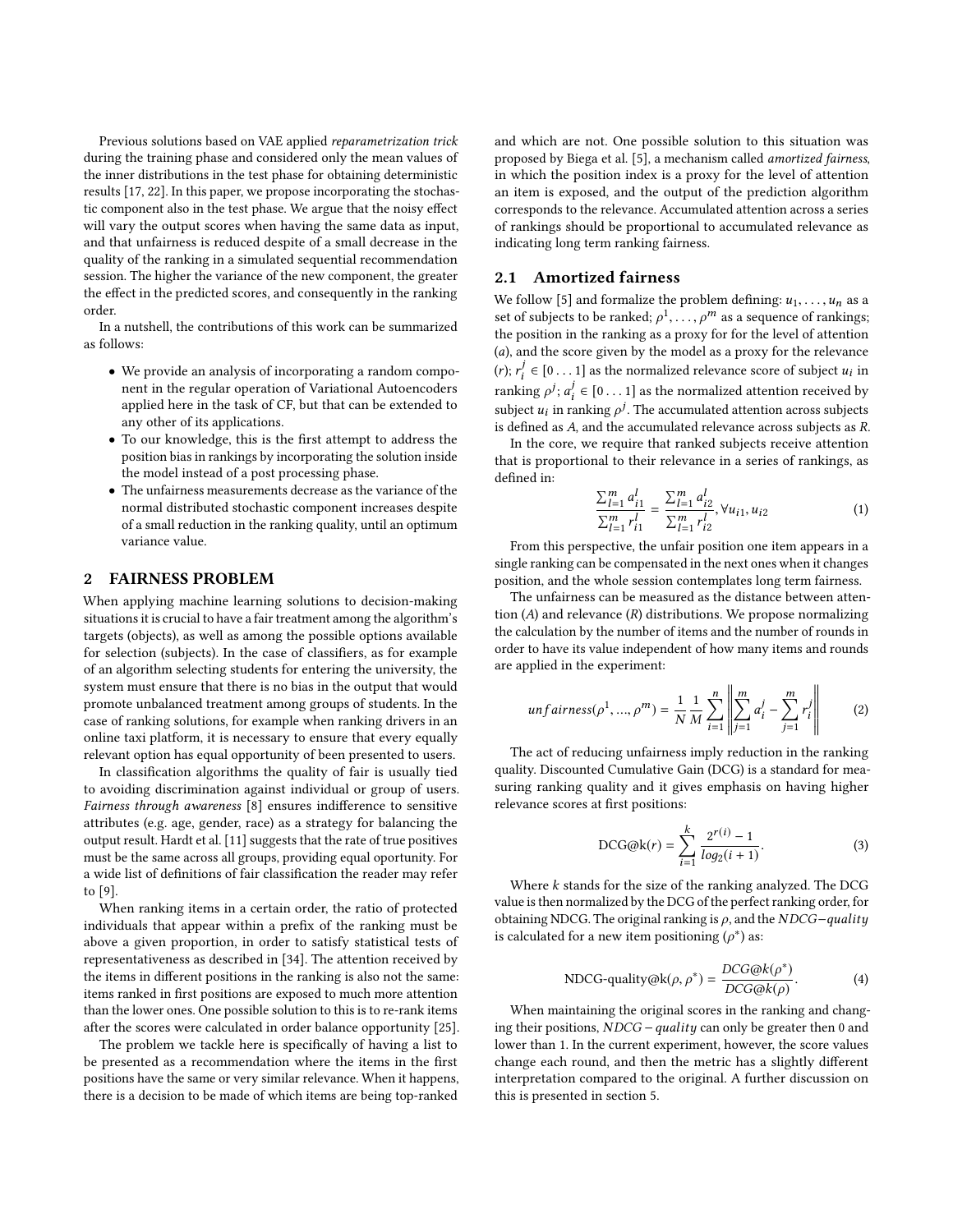Previous solutions based on VAE applied *reparametrization trick* during the training phase and considered only the mean values of the inner distributions in the test phase for obtaining deterministic results [17, 22]. In this paper, we propose incorporating the stochastic component also in the test phase. We argue that the noisy effect will vary the output scores when having the same data as input, and that unfairness is reduced despite of a small decrease in the quality of the ranking in a simulated sequential recommendation session. The higher the variance of the new component, the greater the effect in the predicted scores, and consequently in the ranking order.

In a nutshell, the contributions of this work can be summarized as follows:

- We provide an analysis of incorporating a random component in the regular operation of Variational Autoencoders applied here in the task of CF, but that can be extended to any other of its applications.
- To our knowledge, this is the first attempt to address the position bias in rankings by incorporating the solution inside the model instead of a post processing phase.
- The unfairness measurements decrease as the variance of the normal distributed stochastic component increases despite of a small reduction in the ranking quality, until an optimum variance value.

## 2 FAIRNESS PROBLEM

When applying machine learning solutions to decision-making situations it is crucial to have a fair treatment among the algorithm's targets (objects), as well as among the possible options available for selection (subjects). In the case of classifiers, as for example of an algorithm selecting students for entering the university, the system must ensure that there is no bias in the output that would promote unbalanced treatment among groups of students. In the case of ranking solutions, for example when ranking drivers in an online taxi platform, it is necessary to ensure that every equally relevant option has equal opportunity of been presented to users.

In classification algorithms the quality of fair is usually tied to avoiding discrimination against individual or group of users. *Fairness through awareness* [8] ensures indifference to sensitive attributes (e.g. age, gender, race) as a strategy for balancing the output result. Hardt et al. [11] suggests that the rate of true positives must be the same across all groups, providing equal oportunity. For a wide list of definitions of fair classification the reader may refer to [9].

When ranking items in a certain order, the ratio of protected individuals that appear within a prefix of the ranking must be above a given proportion, in order to satisfy statistical tests of representativeness as described in [34]. The attention received by the items in different positions in the ranking is also not the same: items ranked in first positions are exposed to much more attention than the lower ones. One possible solution to this is to re-rank items after the scores were calculated in order balance opportunity [25].

The problem we tackle here is specifically of having a list to be presented as a recommendation where the items in the first positions have the same or very similar relevance. When it happens, there is a decision to be made of which items are being top-ranked and which are not. One possible solution to this situation was proposed by Biega et al. [5], a mechanism called *amortized fairness*, in which the position index is a proxy for the level of attention an item is exposed, and the output of the prediction algorithm corresponds to the relevance. Accumulated attention across a series of rankings should be proportional to accumulated relevance as indicating long term ranking fairness.

### 2.1 Amortized fairness

We follow [5] and formalize the problem defining: $u_1, \ldots, u_n$ as a set of subjects to be ranked; $\rho^1, \ldots, \rho^m$ as a sequence of rankings; the position in the ranking as a proxy for for the level of attention ($a$), and the score given by the model as a proxy for the relevance ($r$); $r_i^j \in [0 \ldots 1]$ as the normalized relevance score of subject $u_i$ in ranking $\rho^j$; $a_i^j \in [0 \ldots 1]$ as the normalized attention received by subject $u_i$ in ranking $\rho^j$. The accumulated attention across subjects is defined as $A$, and the accumulated relevance across subjects as $R$.

In the core, we require that ranked subjects receive attention that is proportional to their relevance in a series of rankings, as defined in:

$$\frac{\sum_{l=1}^{m} a_{i1}^{l}}{\sum_{l=1}^{m} r_{i1}^{l}} = \frac{\sum_{l=1}^{m} a_{i2}^{l}}{\sum_{l=1}^{m} r_{i2}^{l}}, \forall u_{i1}, u_{i2} \tag{1}$$

From this perspective, the unfair position one item appears in a single ranking can be compensated in the next ones when it changes position, and the whole session contemplates long term fairness.

The unfairness can be measured as the distance between attention ($A$) and relevance ($R$) distributions. We propose normalizing the calculation by the number of items and the number of rounds in order to have its value independent of how many items and rounds are applied in the experiment:

$$unfairness(\rho^1, ..., \rho^m) = \frac{1}{N}\frac{1}{M}\sum_{i=1}^{n}\left\|\sum_{j=1}^{m} a_i^j - \sum_{j=1}^{m} r_i^j\right\| \tag{2}$$

The act of reducing unfairness imply reduction in the ranking quality. Discounted Cumulative Gain (DCG) is a standard for measuring ranking quality and it gives emphasis on having higher relevance scores at first positions:

$$\text{DCG@k}(r) = \sum_{i=1}^{k} \frac{2^{r(i)} - 1}{log_2(i+1)}. \tag{3}$$

Where $k$ stands for the size of the ranking analyzed. The DCG value is then normalized by the DCG of the perfect ranking order, for obtaining NDCG. The original ranking is $\rho$, and the $NDCG{-}quality$ is calculated for a new item positioning ($\rho^*$) as:

$$\text{NDCG-quality@k}(\rho, \rho^*) = \frac{DCG@k(\rho^*)}{DCG@k(\rho)}. \tag{4}$$

When maintaining the original scores in the ranking and changing their positions, $NDCG - quality$ can only be greater then 0 and lower than 1. In the current experiment, however, the score values change each round, and then the metric has a slightly different interpretation compared to the original. A further discussion on this is presented in section 5.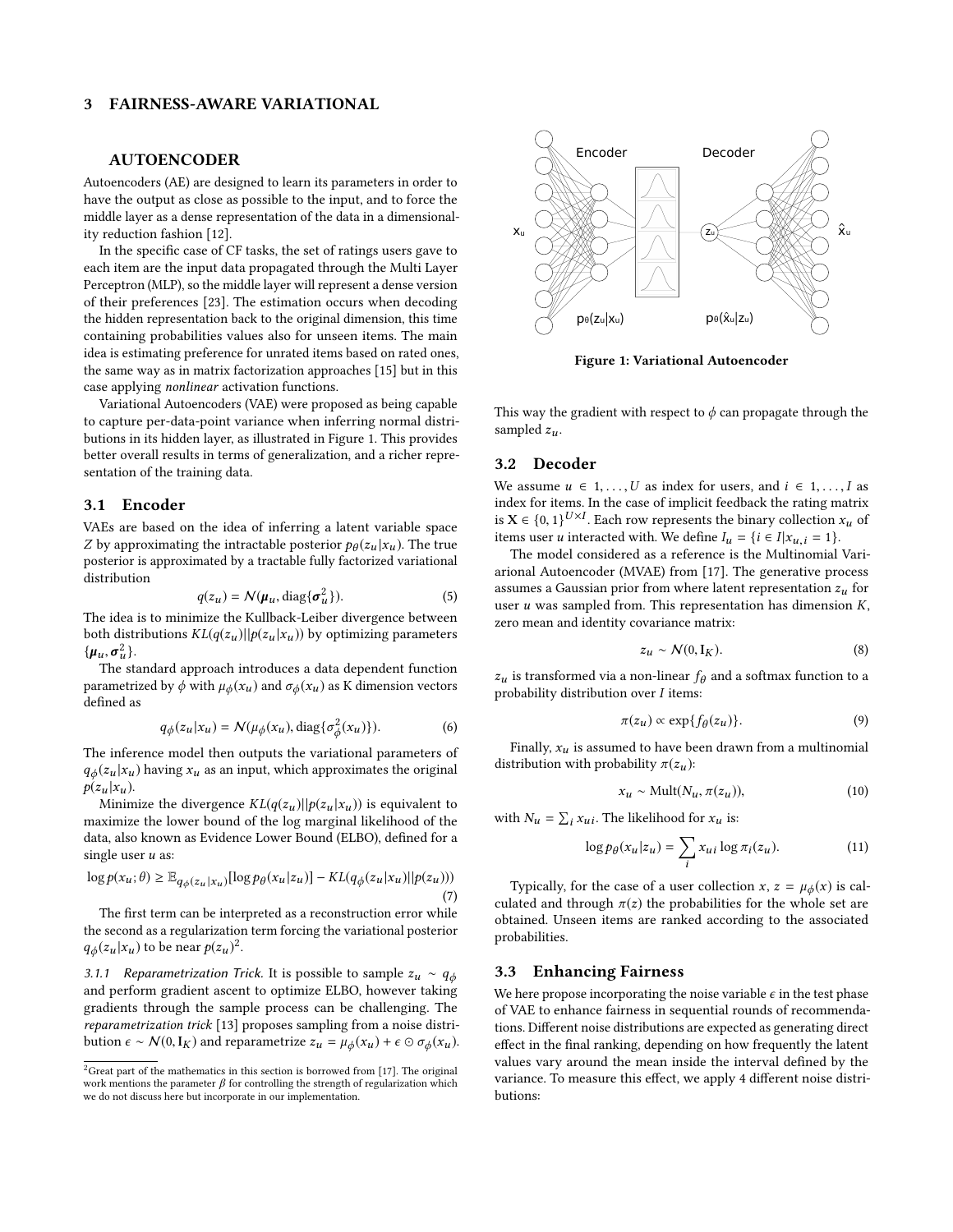# 3 FAIRNESS-AWARE VARIATIONAL AUTOENCODER

Autoencoders (AE) are designed to learn its parameters in order to have the output as close as possible to the input, and to force the middle layer as a dense representation of the data in a dimensionality reduction fashion [12].

In the specific case of CF tasks, the set of ratings users gave to each item are the input data propagated through the Multi Layer Perceptron (MLP), so the middle layer will represent a dense version of their preferences [23]. The estimation occurs when decoding the hidden representation back to the original dimension, this time containing probabilities values also for unseen items. The main idea is estimating preference for unrated items based on rated ones, the same way as in matrix factorization approaches [15] but in this case applying *nonlinear* activation functions.

Variational Autoencoders (VAE) were proposed as being capable to capture per-data-point variance when inferring normal distributions in its hidden layer, as illustrated in Figure 1. This provides better overall results in terms of generalization, and a richer representation of the training data.

Figure 1: Variational Autoencoder

## 3.1 Encoder

VAEs are based on the idea of inferring a latent variable space $Z$ by approximating the intractable posterior $p_\theta(z_u|x_u)$. The true posterior is approximated by a tractable fully factorized variational distribution

$$q(z_u) = \mathcal{N}(\boldsymbol{\mu}_u, \text{diag}\{\boldsymbol{\sigma}_u^2\}). \quad (5)$$

The idea is to minimize the Kullback-Leiber divergence between both distributions $KL(q(z_u)||p(z_u|x_u))$ by optimizing parameters $\{\boldsymbol{\mu}_u, \boldsymbol{\sigma}_u^2\}$.

The standard approach introduces a data dependent function parametrized by $\phi$ with $\mu_\phi(x_u)$ and $\sigma_\phi(x_u)$ as K dimension vectors defined as

$$q_\phi(z_u|x_u) = \mathcal{N}(\mu_\phi(x_u), \text{diag}\{\sigma_\phi^2(x_u)\}). \quad (6)$$

The inference model then outputs the variational parameters of $q_\phi(z_u|x_u)$ having $x_u$ as an input, which approximates the original $p(z_u|x_u)$.

Minimize the divergence $KL(q(z_u)||p(z_u|x_u))$ is equivalent to maximize the lower bound of the log marginal likelihood of the data, also known as Evidence Lower Bound (ELBO), defined for a single user $u$ as:

$$\log p(x_u; \theta) \geq \mathbb{E}_{q_\phi(z_u|x_u)}[\log p_\theta(x_u|z_u)] - KL(q_\phi(z_u|x_u)||p(z_u))) \quad (7)$$

The first term can be interpreted as a reconstruction error while the second as a regularization term forcing the variational posterior $q_\phi(z_u|x_u)$ to be near $p(z_u)$[2].

*3.1.1 Reparametrization Trick.* It is possible to sample $z_u \sim q_\phi$ and perform gradient ascent to optimize ELBO, however taking gradients through the sample process can be challenging. The *reparametrization trick* [13] proposes sampling from a noise distribution $\epsilon \sim \mathcal{N}(0, \mathbf{I}_K)$ and reparametrize $z_u = \mu_\phi(x_u) + \epsilon \odot \sigma_\phi(x_u)$. This way the gradient with respect to $\phi$ can propagate through the sampled $z_u$.

## 3.2 Decoder

We assume $u \in 1, \ldots, U$ as index for users, and $i \in 1, \ldots, I$ as index for items. In the case of implicit feedback the rating matrix is $\mathbf{X} \in \{0, 1\}^{U \times I}$. Each row represents the binary collection $x_u$ of items user $u$ interacted with. We define $I_u = \{i \in I | x_{u,i} = 1\}$.

The model considered as a reference is the Multinomial Variarional Autoencoder (MVAE) from [17]. The generative process assumes a Gaussian prior from where latent representation $z_u$ for user $u$ was sampled from. This representation has dimension $K$, zero mean and identity covariance matrix:

$$z_u \sim \mathcal{N}(0, \mathbf{I}_K). \quad (8)$$

$z_u$ is transformed via a non-linear $f_\theta$ and a softmax function to a probability distribution over $I$ items:

$$\pi(z_u) \propto \exp\{f_\theta(z_u)\}. \quad (9)$$

Finally, $x_u$ is assumed to have been drawn from a multinomial distribution with probability $\pi(z_u)$:

$$x_u \sim \text{Mult}(N_u, \pi(z_u)), \quad (10)$$

with $N_u = \sum_i x_{ui}$. The likelihood for $x_u$ is:

$$\log p_\theta(x_u|z_u) = \sum_i x_{ui} \log \pi_i(z_u). \quad (11)$$

Typically, for the case of a user collection $x$, $z = \mu_\phi(x)$ is calculated and through $\pi(z)$ the probabilities for the whole set are obtained. Unseen items are ranked according to the associated probabilities.

## 3.3 Enhancing Fairness

We here propose incorporating the noise variable $\epsilon$ in the test phase of VAE to enhance fairness in sequential rounds of recommendations. Different noise distributions are expected as generating direct effect in the final ranking, depending on how frequently the latent values vary around the mean inside the interval defined by the variance. To measure this effect, we apply 4 different noise distributions:

[2] Great part of the mathematics in this section is borrowed from [17]. The original work mentions the parameter $\beta$ for controlling the strength of regularization which we do not discuss here but incorporate in our implementation.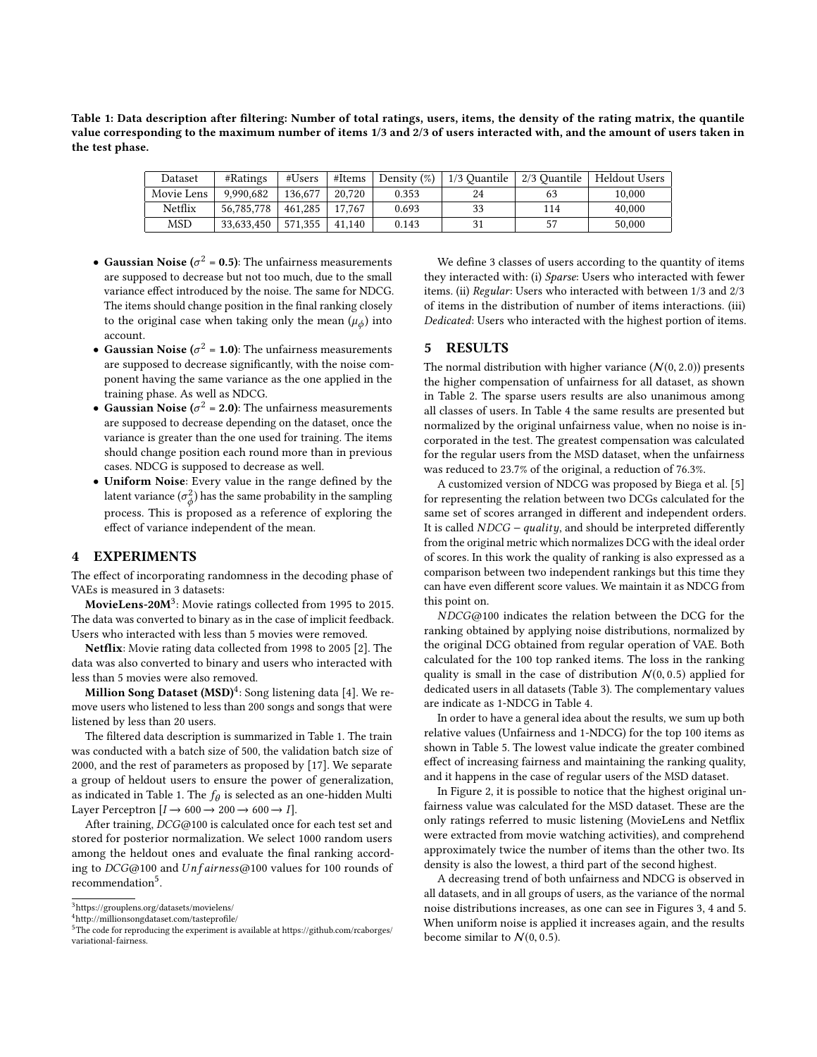Table 1: Data description after filtering: Number of total ratings, users, items, the density of the rating matrix, the quantile value corresponding to the maximum number of items 1/3 and 2/3 of users interacted with, and the amount of users taken in the test phase.

| Dataset | #Ratings | #Users | #Items | Density (%) | 1/3 Quantile | 2/3 Quantile | Heldout Users |
|---|---|---|---|---|---|---|---|
| Movie Lens | 9,990,682 | 136,677 | 20,720 | 0.353 | 24 | 63 | 10,000 |
| Netflix | 56,785,778 | 461,285 | 17,767 | 0.693 | 33 | 114 | 40,000 |
| MSD | 33,633,450 | 571,355 | 41,140 | 0.143 | 31 | 57 | 50,000 |

- **Gaussian Noise ($\sigma^2$ = 0.5)**: The unfairness measurements are supposed to decrease but not too much, due to the small variance effect introduced by the noise. The same for NDCG. The items should change position in the final ranking closely to the original case when taking only the mean ($\mu_\phi$) into account.
- **Gaussian Noise ($\sigma^2$ = 1.0)**: The unfairness measurements are supposed to decrease significantly, with the noise component having the same variance as the one applied in the training phase. As well as NDCG.
- **Gaussian Noise ($\sigma^2$ = 2.0)**: The unfairness measurements are supposed to decrease depending on the dataset, once the variance is greater than the one used for training. The items should change position each round more than in previous cases. NDCG is supposed to decrease as well.
- **Uniform Noise**: Every value in the range defined by the latent variance ($\sigma^2_\phi$) has the same probability in the sampling process. This is proposed as a reference of exploring the effect of variance independent of the mean.

## 4 EXPERIMENTS

The effect of incorporating randomness in the decoding phase of VAEs is measured in 3 datasets:

**MovieLens-20M**[3]: Movie ratings collected from 1995 to 2015. The data was converted to binary as in the case of implicit feedback. Users who interacted with less than 5 movies were removed.

**Netflix**: Movie rating data collected from 1998 to 2005 [2]. The data was also converted to binary and users who interacted with less than 5 movies were also removed.

**Million Song Dataset (MSD)**[4]: Song listening data [4]. We remove users who listened to less than 200 songs and songs that were listened by less than 20 users.

The filtered data description is summarized in Table 1. The train was conducted with a batch size of 500, the validation batch size of 2000, and the rest of parameters as proposed by [17]. We separate a group of heldout users to ensure the power of generalization, as indicated in Table 1. The $f_\theta$ is selected as an one-hidden Multi Layer Perceptron $[I \rightarrow 600 \rightarrow 200 \rightarrow 600 \rightarrow I]$.

After training, *DCG*@100 is calculated once for each test set and stored for posterior normalization. We select 1000 random users among the heldout ones and evaluate the final ranking according to *DCG*@100 and *Unfairness*@100 values for 100 rounds of recommendation[5].

[3]https://grouplens.org/datasets/movielens/

[4]http://millionsongdataset.com/tasteprofile/

[5]The code for reproducing the experiment is available at https://github.com/rcaborges/variational-fairness.

We define 3 classes of users according to the quantity of items they interacted with: (i) *Sparse*: Users who interacted with fewer items. (ii) *Regular*: Users who interacted with between 1/3 and 2/3 of items in the distribution of number of items interactions. (iii) *Dedicated*: Users who interacted with the highest portion of items.

## 5 RESULTS

The normal distribution with higher variance ($\mathcal{N}(0, 2.0)$) presents the higher compensation of unfairness for all dataset, as shown in Table 2. The sparse users results are also unanimous among all classes of users. In Table 4 the same results are presented but normalized by the original unfairness value, when no noise is incorporated in the test. The greatest compensation was calculated for the regular users from the MSD dataset, when the unfairness was reduced to 23.7% of the original, a reduction of 76.3%.

A customized version of NDCG was proposed by Biega et al. [5] for representing the relation between two DCGs calculated for the same set of scores arranged in different and independent orders. It is called $NDCG - quality$, and should be interpreted differently from the original metric which normalizes DCG with the ideal order of scores. In this work the quality of ranking is also expressed as a comparison between two independent rankings but this time they can have even different score values. We maintain it as NDCG from this point on.

*NDCG*@100 indicates the relation between the DCG for the ranking obtained by applying noise distributions, normalized by the original DCG obtained from regular operation of VAE. Both calculated for the 100 top ranked items. The loss in the ranking quality is small in the case of distribution $\mathcal{N}(0, 0.5)$ applied for dedicated users in all datasets (Table 3). The complementary values are indicate as 1-NDCG in Table 4.

In order to have a general idea about the results, we sum up both relative values (Unfairness and 1-NDCG) for the top 100 items as shown in Table 5. The lowest value indicate the greater combined effect of increasing fairness and maintaining the ranking quality, and it happens in the case of regular users of the MSD dataset.

In Figure 2, it is possible to notice that the highest original unfairness value was calculated for the MSD dataset. These are the only ratings referred to music listening (MovieLens and Netflix were extracted from movie watching activities), and comprehend approximately twice the number of items than the other two. Its density is also the lowest, a third part of the second highest.

A decreasing trend of both unfairness and NDCG is observed in all datasets, and in all groups of users, as the variance of the normal noise distributions increases, as one can see in Figures 3, 4 and 5. When uniform noise is applied it increases again, and the results become similar to $\mathcal{N}(0, 0.5)$.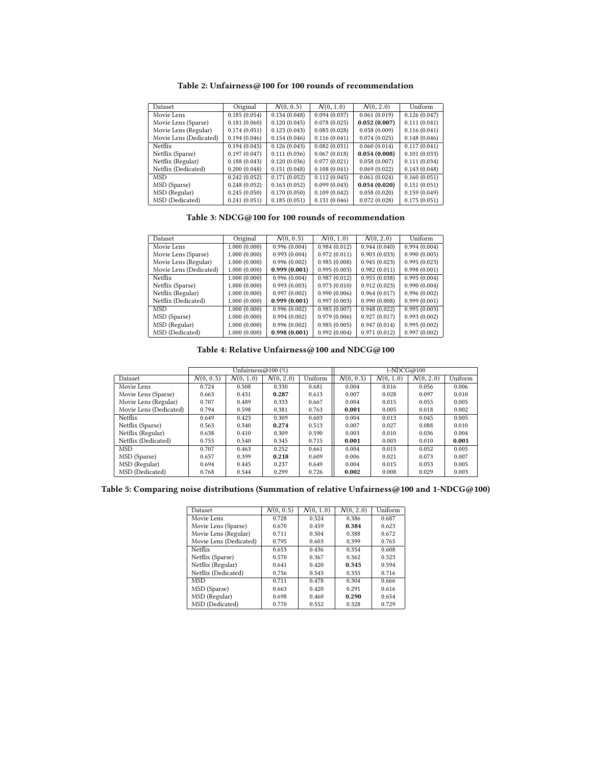**Table 2: Unfairness@100 for 100 rounds of recommendation**

| Dataset | Original | $\mathcal{N}(0, 0.5)$ | $\mathcal{N}(0, 1.0)$ | $\mathcal{N}(0, 2.0)$ | Uniform |
|---|---|---|---|---|---|
| Movie Lens | 0.185 (0.054) | 0.134 (0.048) | 0.094 (0.037) | 0.061 (0.019) | 0.126 (0.047) |
| Movie Lens (Sparse) | 0.181 (0.060) | 0.120 (0.045) | 0.078 (0.025) | **0.052 (0.007)** | 0.111 (0.041) |
| Movie Lens (Regular) | 0.174 (0.051) | 0.123 (0.043) | 0.085 (0.028) | 0.058 (0.009) | 0.116 (0.041) |
| Movie Lens (Dedicated) | 0.194 (0.046) | 0.154 (0.046) | 0.116 (0.041) | 0.074 (0.025) | 0.148 (0.046) |
| Netflix | 0.194 (0.045) | 0.126 (0.043) | 0.082 (0.031) | 0.060 (0.014) | 0.117 (0.041) |
| Netflix (Sparse) | 0.197 (0.047) | 0.111 (0.036) | 0.067 (0.018) | **0.054 (0.008)** | 0.101 (0.033) |
| Netflix (Regular) | 0.188 (0.043) | 0.120 (0.036) | 0.077 (0.021) | 0.058 (0.007) | 0.111 (0.034) |
| Netflix (Dedicated) | 0.200 (0.048) | 0.151 (0.048) | 0.108 (0.041) | 0.069 (0.022) | 0.143 (0.048) |
| MSD | 0.242 (0.052) | 0.171 (0.052) | 0.112 (0.045) | 0.061 (0.024) | 0.160 (0.051) |
| MSD (Sparse) | 0.248 (0.052) | 0.163 (0.052) | 0.099 (0.043) | **0.054 (0.020)** | 0.151 (0.051) |
| MSD (Regular) | 0.245 (0.050) | 0.170 (0.050) | 0.109 (0.042) | 0.058 (0.020) | 0.159 (0.049) |
| MSD (Dedicated) | 0.241 (0.051) | 0.185 (0.051) | 0.131 (0.046) | 0.072 (0.028) | 0.175 (0.051) |

**Table 3: NDCG@100 for 100 rounds of recommendation**

| Dataset | Original | $\mathcal{N}(0, 0.5)$ | $\mathcal{N}(0, 1.0)$ | $\mathcal{N}(0, 2.0)$ | Uniform |
|---|---|---|---|---|---|
| Movie Lens | 1.000 (0.000) | 0.996 (0.004) | 0.984 (0.012) | 0.944 (0.040) | 0.994 (0.004) |
| Movie Lens (Sparse) | 1.000 (0.000) | 0.993 (0.004) | 0.972 (0.011) | 0.903 (0.033) | 0.990 (0.005) |
| Movie Lens (Regular) | 1.000 (0.000) | 0.996 (0.002) | 0.985 (0.008) | 0.945 (0.023) | 0.995 (0.023) |
| Movie Lens (Dedicated) | 1.000 (0.000) | **0.999 (0.001)** | 0.995 (0.003) | 0.982 (0.011) | 0.998 (0.001) |
| Netflix | 1.000 (0.000) | 0.996 (0.004) | 0.987 (0.012) | 0.955 (0.038) | 0.995 (0.004) |
| Netflix (Sparse) | 1.000 (0.000) | 0.993 (0.003) | 0.973 (0.010) | 0.912 (0.023) | 0.990 (0.004) |
| Netflix (Regular) | 1.000 (0.000) | 0.997 (0.002) | 0.990 (0.006) | 0.964 (0.017) | 0.996 (0.002) |
| Netflix (Dedicated) | 1.000 (0.000) | **0.999 (0.001)** | 0.997 (0.003) | 0.990 (0.008) | 0.999 (0.001) |
| MSD | 1.000 (0.000) | 0.996 (0.002) | 0.985 (0.007) | 0.948 (0.022) | 0.995 (0.003) |
| MSD (Sparse) | 1.000 (0.000) | 0.994 (0.002) | 0.979 (0.006) | 0.927 (0.017) | 0.993 (0.002) |
| MSD (Regular) | 1.000 (0.000) | 0.996 (0.002) | 0.985 (0.005) | 0.947 (0.014) | 0.995 (0.002) |
| MSD (Dedicated) | 1.000 (0.000) | **0.998 (0.001)** | 0.992 (0.004) | 0.971 (0.012) | 0.997 (0.002) |

**Table 4: Relative Unfairness@100 and NDCG@100**

| | Unfairness@100 (%) | | | | 1-NDCG@100 | | | |
|---|---|---|---|---|---|---|---|---|
| Dataset | $\mathcal{N}(0, 0.5)$ | $\mathcal{N}(0, 1.0)$ | $\mathcal{N}(0, 2.0)$ | Uniform | $\mathcal{N}(0, 0.5)$ | $\mathcal{N}(0, 1.0)$ | $\mathcal{N}(0, 2.0)$ | Uniform |
| Movie Lens | 0.724 | 0.508 | 0.330 | 0.681 | 0.004 | 0.016 | 0.056 | 0.006 |
| Movie Lens (Sparse) | 0.663 | 0.431 | **0.287** | 0.613 | 0.007 | 0.028 | 0.097 | 0.010 |
| Movie Lens (Regular) | 0.707 | 0.489 | 0.333 | 0.667 | 0.004 | 0.015 | 0.055 | 0.005 |
| Movie Lens (Dedicated) | 0.794 | 0.598 | 0.381 | 0.763 | **0.001** | 0.005 | 0.018 | 0.002 |
| Netflix | 0.649 | 0.423 | 0.309 | 0.603 | 0.004 | 0.013 | 0.045 | 0.005 |
| Netflix (Sparse) | 0.563 | 0.340 | **0.274** | 0.513 | 0.007 | 0.027 | 0.088 | 0.010 |
| Netflix (Regular) | 0.638 | 0.410 | 0.309 | 0.590 | 0.003 | 0.010 | 0.036 | 0.004 |
| Netflix (Dedicated) | 0.755 | 0.540 | 0.345 | 0.715 | **0.001** | 0.003 | 0.010 | **0.001** |
| MSD | 0.707 | 0.463 | 0.252 | 0.661 | 0.004 | 0.015 | 0.052 | 0.005 |
| MSD (Sparse) | 0.657 | 0.399 | **0.218** | 0.609 | 0.006 | 0.021 | 0.073 | 0.007 |
| MSD (Regular) | 0.694 | 0.445 | 0.237 | 0.649 | 0.004 | 0.015 | 0.053 | 0.005 |
| MSD (Dedicated) | 0.768 | 0.544 | 0.299 | 0.726 | **0.002** | 0.008 | 0.029 | 0.003 |

**Table 5: Comparing noise distributions (Summation of relative Unfairness@100 and 1-NDCG@100)**

| Dataset | $\mathcal{N}(0, 0.5)$ | $\mathcal{N}(0, 1.0)$ | $\mathcal{N}(0, 2.0)$ | Uniform |
|---|---|---|---|---|
| Movie Lens | 0.728 | 0.524 | 0.386 | 0.687 |
| Movie Lens (Sparse) | 0.670 | 0.459 | **0.384** | 0.623 |
| Movie Lens (Regular) | 0.711 | 0.504 | 0.388 | 0.672 |
| Movie Lens (Dedicated) | 0.795 | 0.603 | 0.399 | 0.765 |
| Netflix | 0.653 | 0.436 | 0.354 | 0.608 |
| Netflix (Sparse) | 0.570 | 0.367 | 0.362 | 0.523 |
| Netflix (Regular) | 0.641 | 0.420 | **0.345** | 0.594 |
| Netflix (Dedicated) | 0.756 | 0.543 | 0.355 | 0.716 |
| MSD | 0.711 | 0.478 | 0.304 | 0.666 |
| MSD (Sparse) | 0.663 | 0.420 | 0.291 | 0.616 |
| MSD (Regular) | 0.698 | 0.460 | **0.290** | 0.654 |
| MSD (Dedicated) | 0.770 | 0.552 | 0.328 | 0.729 |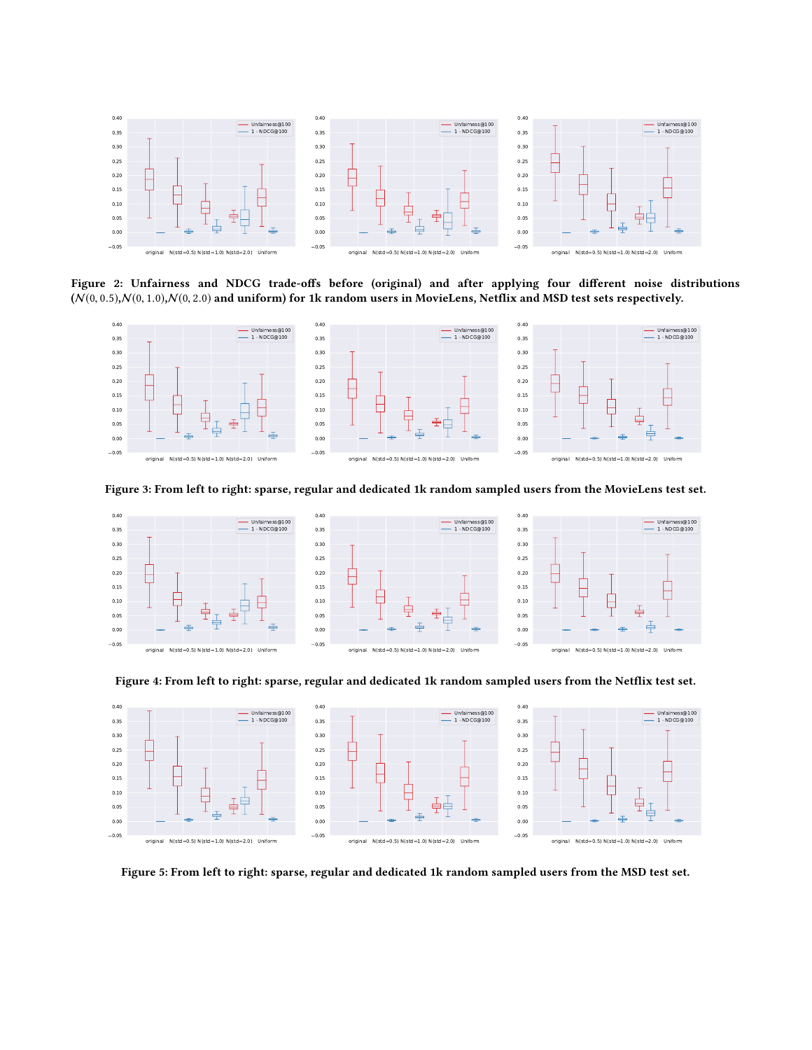**Figure 2: Unfairness and NDCG trade-offs before (original) and after applying four different noise distributions ($\mathcal{N}(0, 0.5)$,$\mathcal{N}(0, 1.0)$,$\mathcal{N}(0, 2.0)$ and uniform) for 1k random users in MovieLens, Netflix and MSD test sets respectively.**

**Figure 3: From left to right: sparse, regular and dedicated 1k random sampled users from the MovieLens test set.**

**Figure 4: From left to right: sparse, regular and dedicated 1k random sampled users from the Netflix test set.**

**Figure 5: From left to right: sparse, regular and dedicated 1k random sampled users from the MSD test set.**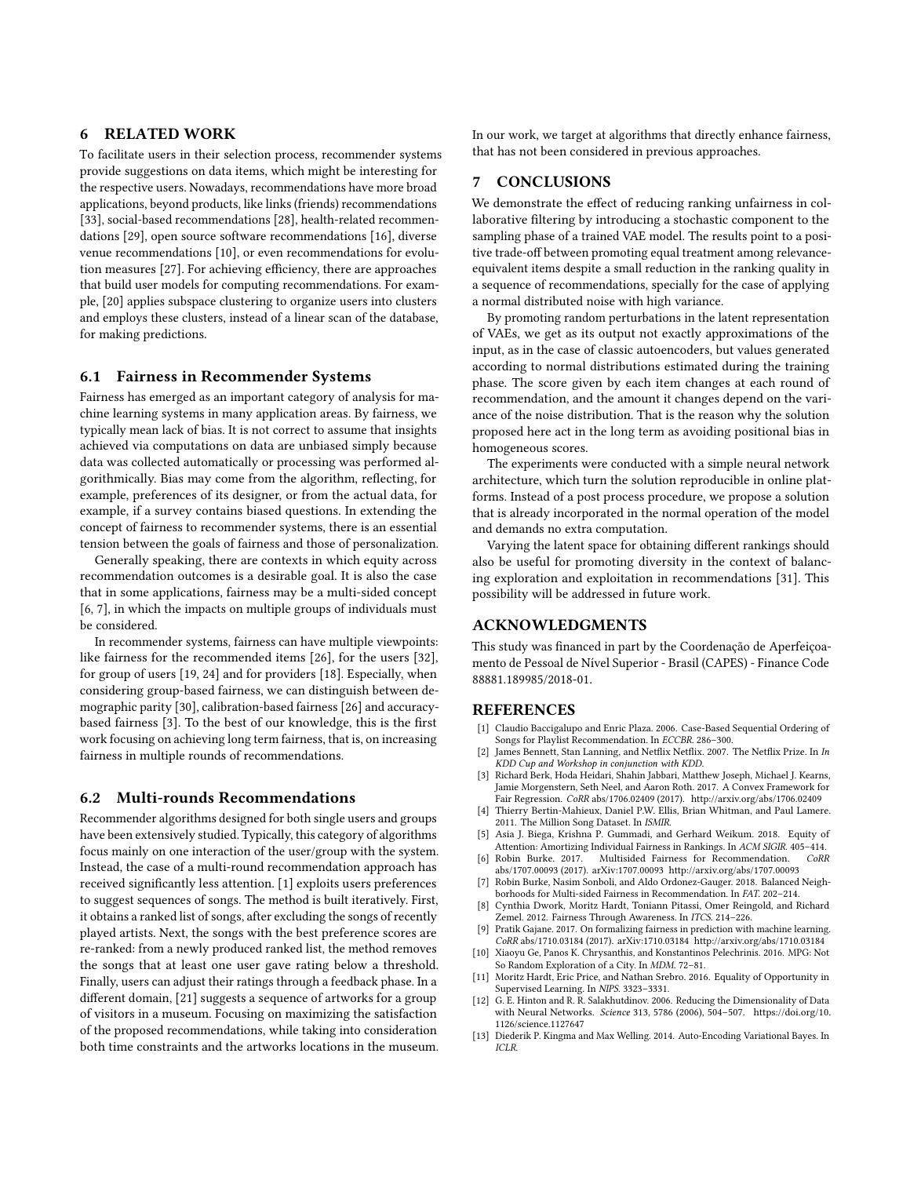## 6 RELATED WORK

To facilitate users in their selection process, recommender systems provide suggestions on data items, which might be interesting for the respective users. Nowadays, recommendations have more broad applications, beyond products, like links (friends) recommendations [33], social-based recommendations [28], health-related recommendations [29], open source software recommendations [16], diverse venue recommendations [10], or even recommendations for evolution measures [27]. For achieving efficiency, there are approaches that build user models for computing recommendations. For example, [20] applies subspace clustering to organize users into clusters and employs these clusters, instead of a linear scan of the database, for making predictions.

### 6.1 Fairness in Recommender Systems

Fairness has emerged as an important category of analysis for machine learning systems in many application areas. By fairness, we typically mean lack of bias. It is not correct to assume that insights achieved via computations on data are unbiased simply because data was collected automatically or processing was performed algorithmically. Bias may come from the algorithm, reflecting, for example, preferences of its designer, or from the actual data, for example, if a survey contains biased questions. In extending the concept of fairness to recommender systems, there is an essential tension between the goals of fairness and those of personalization.

Generally speaking, there are contexts in which equity across recommendation outcomes is a desirable goal. It is also the case that in some applications, fairness may be a multi-sided concept [6, 7], in which the impacts on multiple groups of individuals must be considered.

In recommender systems, fairness can have multiple viewpoints: like fairness for the recommended items [26], for the users [32], for group of users [19, 24] and for providers [18]. Especially, when considering group-based fairness, we can distinguish between demographic parity [30], calibration-based fairness [26] and accuracy-based fairness [3]. To the best of our knowledge, this is the first work focusing on achieving long term fairness, that is, on increasing fairness in multiple rounds of recommendations.

### 6.2 Multi-rounds Recommendations

Recommender algorithms designed for both single users and groups have been extensively studied. Typically, this category of algorithms focus mainly on one interaction of the user/group with the system. Instead, the case of a multi-round recommendation approach has received significantly less attention. [1] exploits users preferences to suggest sequences of songs. The method is built iteratively. First, it obtains a ranked list of songs, after excluding the songs of recently played artists. Next, the songs with the best preference scores are re-ranked: from a newly produced ranked list, the method removes the songs that at least one user gave rating below a threshold. Finally, users can adjust their ratings through a feedback phase. In a different domain, [21] suggests a sequence of artworks for a group of visitors in a museum. Focusing on maximizing the satisfaction of the proposed recommendations, while taking into consideration both time constraints and the artworks locations in the museum. In our work, we target at algorithms that directly enhance fairness, that has not been considered in previous approaches.

## 7 CONCLUSIONS

We demonstrate the effect of reducing ranking unfairness in collaborative filtering by introducing a stochastic component to the sampling phase of a trained VAE model. The results point to a positive trade-off between promoting equal treatment among relevance-equivalent items despite a small reduction in the ranking quality in a sequence of recommendations, specially for the case of applying a normal distributed noise with high variance.

By promoting random perturbations in the latent representation of VAEs, we get as its output not exactly approximations of the input, as in the case of classic autoencoders, but values generated according to normal distributions estimated during the training phase. The score given by each item changes at each round of recommendation, and the amount it changes depend on the variance of the noise distribution. That is the reason why the solution proposed here act in the long term as avoiding positional bias in homogeneous scores.

The experiments were conducted with a simple neural network architecture, which turn the solution reproducible in online platforms. Instead of a post process procedure, we propose a solution that is already incorporated in the normal operation of the model and demands no extra computation.

Varying the latent space for obtaining different rankings should also be useful for promoting diversity in the context of balancing exploration and exploitation in recommendations [31]. This possibility will be addressed in future work.

## ACKNOWLEDGMENTS

This study was financed in part by the Coordenação de Aperfeiçoamento de Pessoal de Nível Superior - Brasil (CAPES) - Finance Code 88881.189985/2018-01.

## REFERENCES

- [1] Claudio Baccigalupo and Enric Plaza. 2006. Case-Based Sequential Ordering of Songs for Playlist Recommendation. In *ECCBR*. 286–300.
- [2] James Bennett, Stan Lanning, and Netflix Netflix. 2007. The Netflix Prize. In *In KDD Cup and Workshop in conjunction with KDD*.
- [3] Richard Berk, Hoda Heidari, Shahin Jabbari, Matthew Joseph, Michael J. Kearns, Jamie Morgenstern, Seth Neel, and Aaron Roth. 2017. A Convex Framework for Fair Regression. *CoRR* abs/1706.02409 (2017). http://arxiv.org/abs/1706.02409
- [4] Thierry Bertin-Mahieux, Daniel P.W. Ellis, Brian Whitman, and Paul Lamere. 2011. The Million Song Dataset. In *ISMIR*.
- [5] Asia J. Biega, Krishna P. Gummadi, and Gerhard Weikum. 2018. Equity of Attention: Amortizing Individual Fairness in Rankings. In *ACM SIGIR*. 405–414.
- [6] Robin Burke. 2017. Multisided Fairness for Recommendation. *CoRR* abs/1707.00093 (2017). arXiv:1707.00093 http://arxiv.org/abs/1707.00093
- [7] Robin Burke, Nasim Sonboli, and Aldo Ordonez-Gauger. 2018. Balanced Neighborhoods for Multi-sided Fairness in Recommendation. In *FAT*. 202–214.
- [8] Cynthia Dwork, Moritz Hardt, Toniann Pitassi, Omer Reingold, and Richard Zemel. 2012. Fairness Through Awareness. In *ITCS*. 214–226.
- [9] Pratik Gajane. 2017. On formalizing fairness in prediction with machine learning. *CoRR* abs/1710.03184 (2017). arXiv:1710.03184 http://arxiv.org/abs/1710.03184
- [10] Xiaoyu Ge, Panos K. Chrysanthis, and Konstantinos Pelechrinis. 2016. MPG: Not So Random Exploration of a City. In *MDM*. 72–81.
- [11] Moritz Hardt, Eric Price, and Nathan Srebro. 2016. Equality of Opportunity in Supervised Learning. In *NIPS*. 3323–3331.
- [12] G. E. Hinton and R. R. Salakhutdinov. 2006. Reducing the Dimensionality of Data with Neural Networks. *Science* 313, 5786 (2006), 504–507. https://doi.org/10.1126/science.1127647
- [13] Diederik P. Kingma and Max Welling. 2014. Auto-Encoding Variational Bayes. In *ICLR*.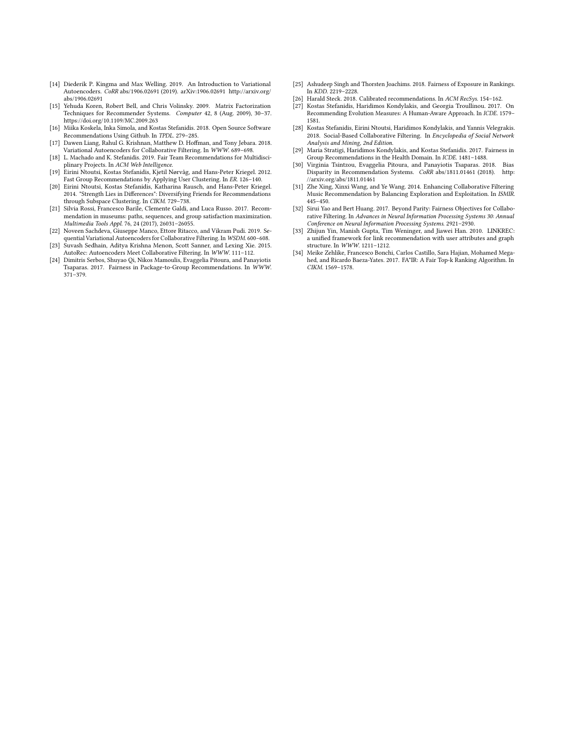[14] Diederik P. Kingma and Max Welling. 2019. An Introduction to Variational Autoencoders. *CoRR* abs/1906.02691 (2019). arXiv:1906.02691 http://arxiv.org/abs/1906.02691

[15] Yehuda Koren, Robert Bell, and Chris Volinsky. 2009. Matrix Factorization Techniques for Recommender Systems. *Computer* 42, 8 (Aug. 2009), 30–37. https://doi.org/10.1109/MC.2009.263

[16] Miika Koskela, Inka Simola, and Kostas Stefanidis. 2018. Open Source Software Recommendations Using Github. In *TPDL*. 279–285.

[17] Dawen Liang, Rahul G. Krishnan, Matthew D. Hoffman, and Tony Jebara. 2018. Variational Autoencoders for Collaborative Filtering. In *WWW*. 689–698.

[18] L. Machado and K. Stefanidis. 2019. Fair Team Recommendations for Multidisciplinary Projects. In *ACM Web Intelligence*.

[19] Eirini Ntoutsi, Kostas Stefanidis, Kjetil Nørvåg, and Hans-Peter Kriegel. 2012. Fast Group Recommendations by Applying User Clustering. In *ER*. 126–140.

[20] Eirini Ntoutsi, Kostas Stefanidis, Katharina Rausch, and Hans-Peter Kriegel. 2014. "Strength Lies in Differences": Diversifying Friends for Recommendations through Subspace Clustering. In *CIKM*. 729–738.

[21] Silvia Rossi, Francesco Barile, Clemente Galdi, and Luca Russo. 2017. Recommendation in museums: paths, sequences, and group satisfaction maximization. *Multimedia Tools Appl.* 76, 24 (2017), 26031–26055.

[22] Noveen Sachdeva, Giuseppe Manco, Ettore Ritacco, and Vikram Pudi. 2019. Sequential Variational Autoencoders for Collaborative Filtering. In *WSDM*. 600–608.

[23] Suvash Sedhain, Aditya Krishna Menon, Scott Sanner, and Lexing Xie. 2015. AutoRec: Autoencoders Meet Collaborative Filtering. In *WWW*. 111–112.

[24] Dimitris Serbos, Shuyao Qi, Nikos Mamoulis, Evaggelia Pitoura, and Panayiotis Tsaparas. 2017. Fairness in Package-to-Group Recommendations. In *WWW*. 371–379.

[25] Ashudeep Singh and Thorsten Joachims. 2018. Fairness of Exposure in Rankings. In *KDD*. 2219–2228.

[26] Harald Steck. 2018. Calibrated recommendations. In *ACM RecSys*. 154–162.

[27] Kostas Stefanidis, Haridimos Kondylakis, and Georgia Troullinou. 2017. On Recommending Evolution Measures: A Human-Aware Approach. In *ICDE*. 1579–1581.

[28] Kostas Stefanidis, Eirini Ntoutsi, Haridimos Kondylakis, and Yannis Velegrakis. 2018. Social-Based Collaborative Filtering. In *Encyclopedia of Social Network Analysis and Mining, 2nd Edition.*

[29] Maria Stratigi, Haridimos Kondylakis, and Kostas Stefanidis. 2017. Fairness in Group Recommendations in the Health Domain. In *ICDE*. 1481–1488.

[30] Virginia Tsintzou, Evaggelia Pitoura, and Panayiotis Tsaparas. 2018. Bias Disparity in Recommendation Systems. *CoRR* abs/1811.01461 (2018). http://arxiv.org/abs/1811.01461

[31] Zhe Xing, Xinxi Wang, and Ye Wang. 2014. Enhancing Collaborative Filtering Music Recommendation by Balancing Exploration and Exploitation. In *ISMIR*. 445–450.

[32] Sirui Yao and Bert Huang. 2017. Beyond Parity: Fairness Objectives for Collaborative Filtering. In *Advances in Neural Information Processing Systems 30: Annual Conference on Neural Information Processing Systems*. 2921–2930.

[33] Zhijun Yin, Manish Gupta, Tim Weninger, and Jiawei Han. 2010. LINKREC: a unified framework for link recommendation with user attributes and graph structure. In *WWW*. 1211–1212.

[34] Meike Zehlike, Francesco Bonchi, Carlos Castillo, Sara Hajian, Mohamed Megahed, and Ricardo Baeza-Yates. 2017. FA*IR: A Fair Top-k Ranking Algorithm. In *CIKM*. 1569–1578.